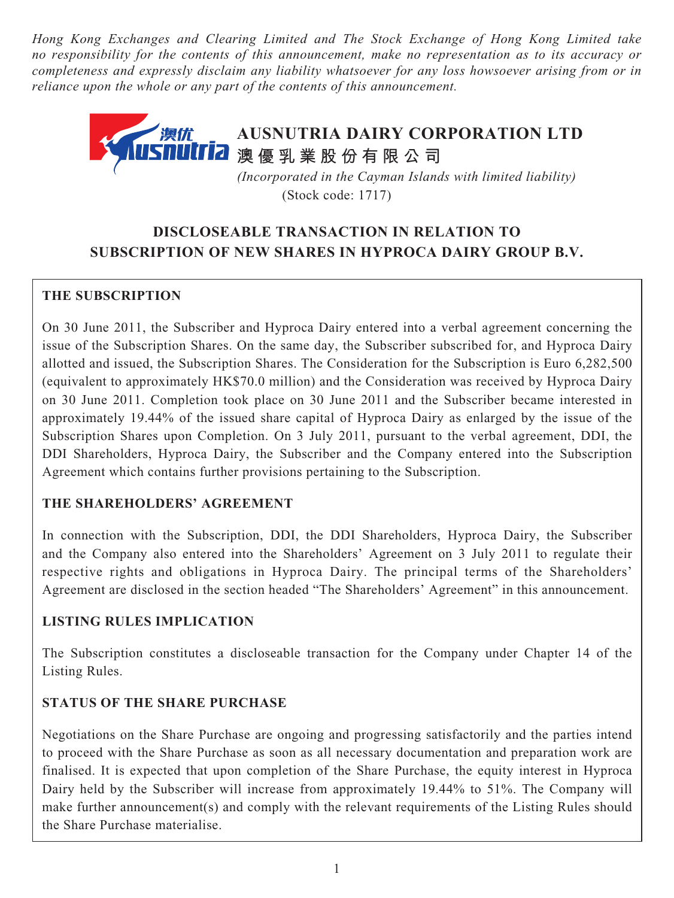*Hong Kong Exchanges and Clearing Limited and The Stock Exchange of Hong Kong Limited take no responsibility for the contents of this announcement, make no representation as to its accuracy or completeness and expressly disclaim any liability whatsoever for any loss howsoever arising from or in reliance upon the whole or any part of the contents of this announcement.*

# AUSNUTRIA DAIRY CORPORATION LTD
# 澳優乳業股份有限公司

*(Incorporated in the Cayman Islands with limited liability)*
(Stock code: 1717)

## DISCLOSEABLE TRANSACTION IN RELATION TO SUBSCRIPTION OF NEW SHARES IN HYPROCA DAIRY GROUP B.V.

### THE SUBSCRIPTION

On 30 June 2011, the Subscriber and Hyproca Dairy entered into a verbal agreement concerning the issue of the Subscription Shares. On the same day, the Subscriber subscribed for, and Hyproca Dairy allotted and issued, the Subscription Shares. The Consideration for the Subscription is Euro 6,282,500 (equivalent to approximately HK$70.0 million) and the Consideration was received by Hyproca Dairy on 30 June 2011. Completion took place on 30 June 2011 and the Subscriber became interested in approximately 19.44% of the issued share capital of Hyproca Dairy as enlarged by the issue of the Subscription Shares upon Completion. On 3 July 2011, pursuant to the verbal agreement, DDI, the DDI Shareholders, Hyproca Dairy, the Subscriber and the Company entered into the Subscription Agreement which contains further provisions pertaining to the Subscription.

### THE SHAREHOLDERS' AGREEMENT

In connection with the Subscription, DDI, the DDI Shareholders, Hyproca Dairy, the Subscriber and the Company also entered into the Shareholders' Agreement on 3 July 2011 to regulate their respective rights and obligations in Hyproca Dairy. The principal terms of the Shareholders' Agreement are disclosed in the section headed "The Shareholders' Agreement" in this announcement.

### LISTING RULES IMPLICATION

The Subscription constitutes a discloseable transaction for the Company under Chapter 14 of the Listing Rules.

### STATUS OF THE SHARE PURCHASE

Negotiations on the Share Purchase are ongoing and progressing satisfactorily and the parties intend to proceed with the Share Purchase as soon as all necessary documentation and preparation work are finalised. It is expected that upon completion of the Share Purchase, the equity interest in Hyproca Dairy held by the Subscriber will increase from approximately 19.44% to 51%. The Company will make further announcement(s) and comply with the relevant requirements of the Listing Rules should the Share Purchase materialise.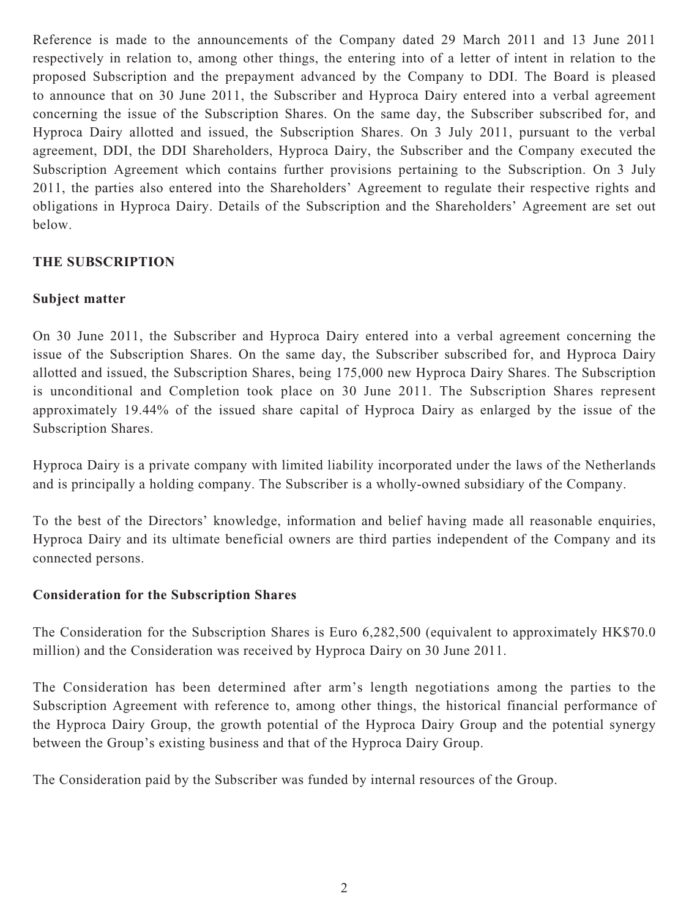Reference is made to the announcements of the Company dated 29 March 2011 and 13 June 2011 respectively in relation to, among other things, the entering into of a letter of intent in relation to the proposed Subscription and the prepayment advanced by the Company to DDI. The Board is pleased to announce that on 30 June 2011, the Subscriber and Hyproca Dairy entered into a verbal agreement concerning the issue of the Subscription Shares. On the same day, the Subscriber subscribed for, and Hyproca Dairy allotted and issued, the Subscription Shares. On 3 July 2011, pursuant to the verbal agreement, DDI, the DDI Shareholders, Hyproca Dairy, the Subscriber and the Company executed the Subscription Agreement which contains further provisions pertaining to the Subscription. On 3 July 2011, the parties also entered into the Shareholders' Agreement to regulate their respective rights and obligations in Hyproca Dairy. Details of the Subscription and the Shareholders' Agreement are set out below.

## THE SUBSCRIPTION

### Subject matter

On 30 June 2011, the Subscriber and Hyproca Dairy entered into a verbal agreement concerning the issue of the Subscription Shares. On the same day, the Subscriber subscribed for, and Hyproca Dairy allotted and issued, the Subscription Shares, being 175,000 new Hyproca Dairy Shares. The Subscription is unconditional and Completion took place on 30 June 2011. The Subscription Shares represent approximately 19.44% of the issued share capital of Hyproca Dairy as enlarged by the issue of the Subscription Shares.

Hyproca Dairy is a private company with limited liability incorporated under the laws of the Netherlands and is principally a holding company. The Subscriber is a wholly-owned subsidiary of the Company.

To the best of the Directors' knowledge, information and belief having made all reasonable enquiries, Hyproca Dairy and its ultimate beneficial owners are third parties independent of the Company and its connected persons.

### Consideration for the Subscription Shares

The Consideration for the Subscription Shares is Euro 6,282,500 (equivalent to approximately HK$70.0 million) and the Consideration was received by Hyproca Dairy on 30 June 2011.

The Consideration has been determined after arm's length negotiations among the parties to the Subscription Agreement with reference to, among other things, the historical financial performance of the Hyproca Dairy Group, the growth potential of the Hyproca Dairy Group and the potential synergy between the Group's existing business and that of the Hyproca Dairy Group.

The Consideration paid by the Subscriber was funded by internal resources of the Group.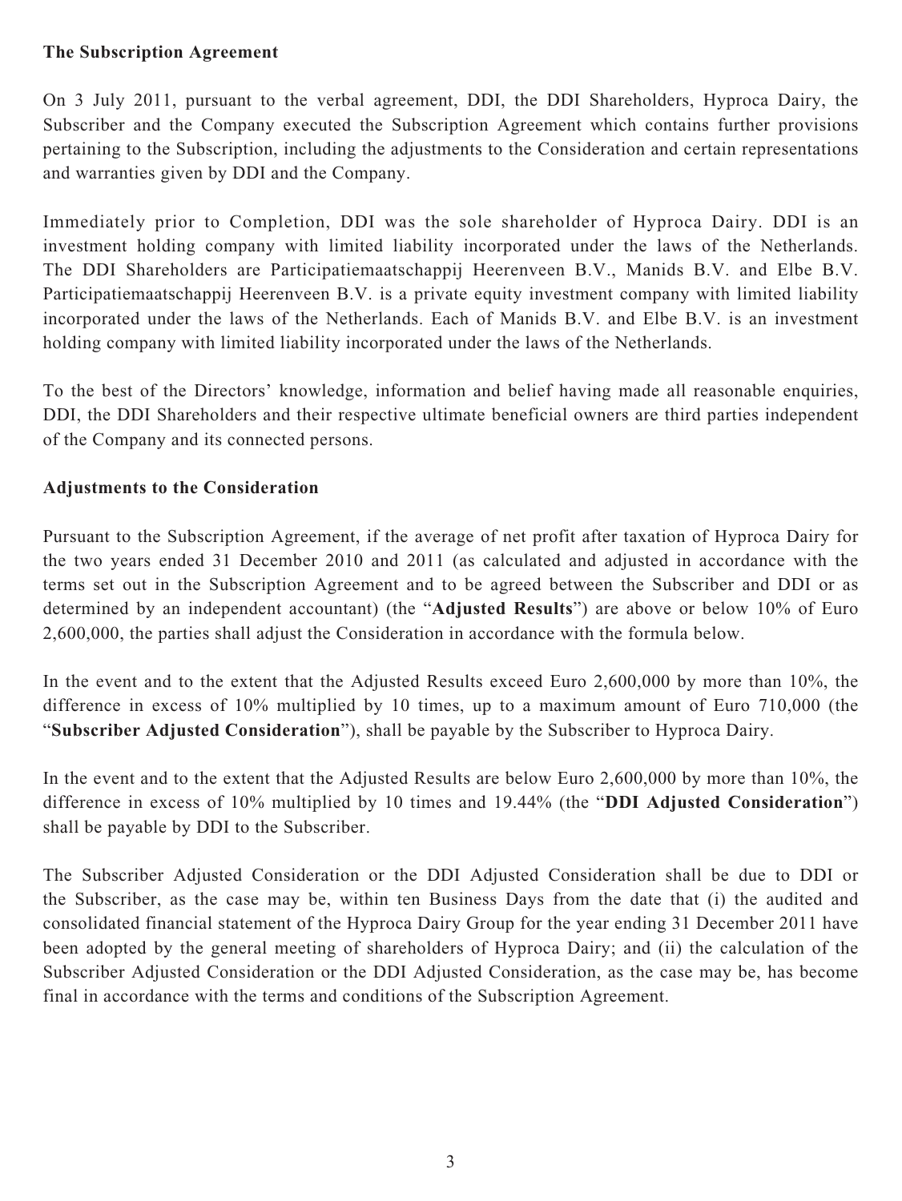**The Subscription Agreement**

On 3 July 2011, pursuant to the verbal agreement, DDI, the DDI Shareholders, Hyproca Dairy, the Subscriber and the Company executed the Subscription Agreement which contains further provisions pertaining to the Subscription, including the adjustments to the Consideration and certain representations and warranties given by DDI and the Company.

Immediately prior to Completion, DDI was the sole shareholder of Hyproca Dairy. DDI is an investment holding company with limited liability incorporated under the laws of the Netherlands. The DDI Shareholders are Participatiemaatschappij Heerenveen B.V., Manids B.V. and Elbe B.V. Participatiemaatschappij Heerenveen B.V. is a private equity investment company with limited liability incorporated under the laws of the Netherlands. Each of Manids B.V. and Elbe B.V. is an investment holding company with limited liability incorporated under the laws of the Netherlands.

To the best of the Directors' knowledge, information and belief having made all reasonable enquiries, DDI, the DDI Shareholders and their respective ultimate beneficial owners are third parties independent of the Company and its connected persons.

**Adjustments to the Consideration**

Pursuant to the Subscription Agreement, if the average of net profit after taxation of Hyproca Dairy for the two years ended 31 December 2010 and 2011 (as calculated and adjusted in accordance with the terms set out in the Subscription Agreement and to be agreed between the Subscriber and DDI or as determined by an independent accountant) (the "**Adjusted Results**") are above or below 10% of Euro 2,600,000, the parties shall adjust the Consideration in accordance with the formula below.

In the event and to the extent that the Adjusted Results exceed Euro 2,600,000 by more than 10%, the difference in excess of 10% multiplied by 10 times, up to a maximum amount of Euro 710,000 (the "**Subscriber Adjusted Consideration**"), shall be payable by the Subscriber to Hyproca Dairy.

In the event and to the extent that the Adjusted Results are below Euro 2,600,000 by more than 10%, the difference in excess of 10% multiplied by 10 times and 19.44% (the "**DDI Adjusted Consideration**") shall be payable by DDI to the Subscriber.

The Subscriber Adjusted Consideration or the DDI Adjusted Consideration shall be due to DDI or the Subscriber, as the case may be, within ten Business Days from the date that (i) the audited and consolidated financial statement of the Hyproca Dairy Group for the year ending 31 December 2011 have been adopted by the general meeting of shareholders of Hyproca Dairy; and (ii) the calculation of the Subscriber Adjusted Consideration or the DDI Adjusted Consideration, as the case may be, has become final in accordance with the terms and conditions of the Subscription Agreement.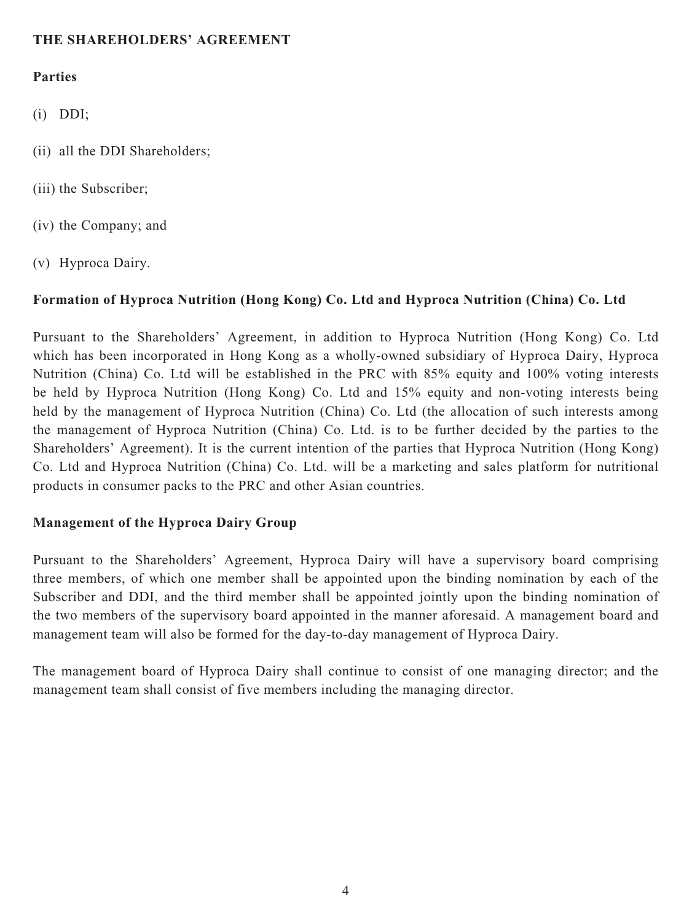**THE SHAREHOLDERS' AGREEMENT**

**Parties**

(i) DDI;

(ii) all the DDI Shareholders;

(iii) the Subscriber;

(iv) the Company; and

(v) Hyproca Dairy.

**Formation of Hyproca Nutrition (Hong Kong) Co. Ltd and Hyproca Nutrition (China) Co. Ltd**

Pursuant to the Shareholders' Agreement, in addition to Hyproca Nutrition (Hong Kong) Co. Ltd which has been incorporated in Hong Kong as a wholly-owned subsidiary of Hyproca Dairy, Hyproca Nutrition (China) Co. Ltd will be established in the PRC with 85% equity and 100% voting interests be held by Hyproca Nutrition (Hong Kong) Co. Ltd and 15% equity and non-voting interests being held by the management of Hyproca Nutrition (China) Co. Ltd (the allocation of such interests among the management of Hyproca Nutrition (China) Co. Ltd. is to be further decided by the parties to the Shareholders' Agreement). It is the current intention of the parties that Hyproca Nutrition (Hong Kong) Co. Ltd and Hyproca Nutrition (China) Co. Ltd. will be a marketing and sales platform for nutritional products in consumer packs to the PRC and other Asian countries.

**Management of the Hyproca Dairy Group**

Pursuant to the Shareholders' Agreement, Hyproca Dairy will have a supervisory board comprising three members, of which one member shall be appointed upon the binding nomination by each of the Subscriber and DDI, and the third member shall be appointed jointly upon the binding nomination of the two members of the supervisory board appointed in the manner aforesaid. A management board and management team will also be formed for the day-to-day management of Hyproca Dairy.

The management board of Hyproca Dairy shall continue to consist of one managing director; and the management team shall consist of five members including the managing director.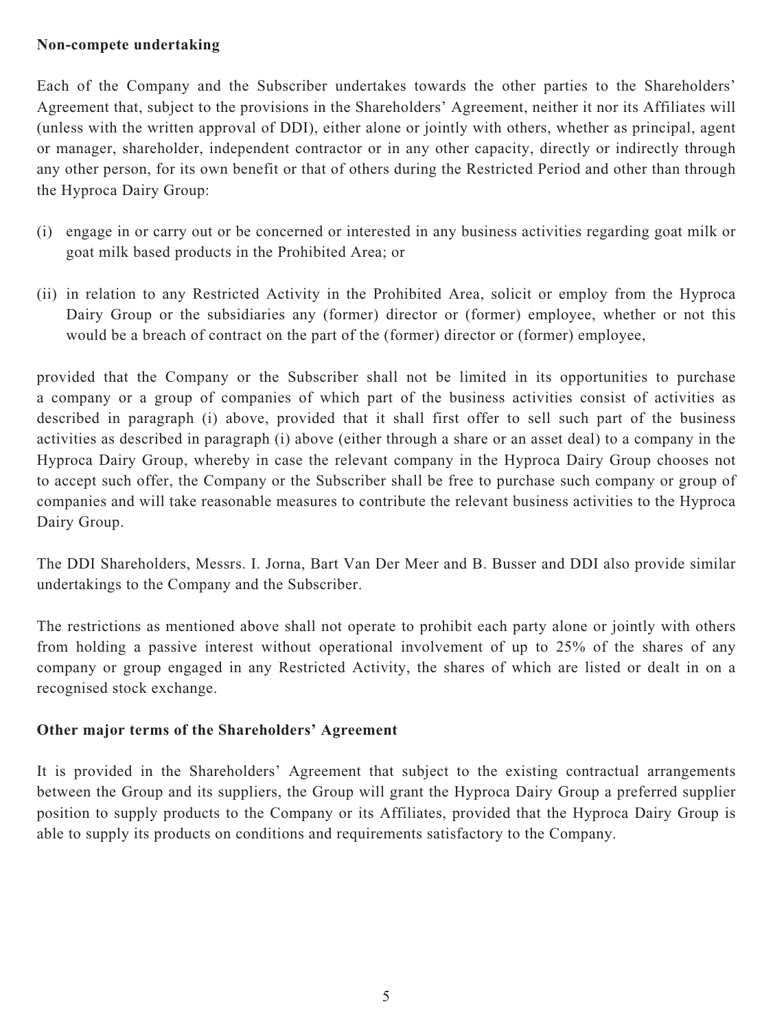**Non-compete undertaking**

Each of the Company and the Subscriber undertakes towards the other parties to the Shareholders' Agreement that, subject to the provisions in the Shareholders' Agreement, neither it nor its Affiliates will (unless with the written approval of DDI), either alone or jointly with others, whether as principal, agent or manager, shareholder, independent contractor or in any other capacity, directly or indirectly through any other person, for its own benefit or that of others during the Restricted Period and other than through the Hyproca Dairy Group:

(i) engage in or carry out or be concerned or interested in any business activities regarding goat milk or goat milk based products in the Prohibited Area; or

(ii) in relation to any Restricted Activity in the Prohibited Area, solicit or employ from the Hyproca Dairy Group or the subsidiaries any (former) director or (former) employee, whether or not this would be a breach of contract on the part of the (former) director or (former) employee,

provided that the Company or the Subscriber shall not be limited in its opportunities to purchase a company or a group of companies of which part of the business activities consist of activities as described in paragraph (i) above, provided that it shall first offer to sell such part of the business activities as described in paragraph (i) above (either through a share or an asset deal) to a company in the Hyproca Dairy Group, whereby in case the relevant company in the Hyproca Dairy Group chooses not to accept such offer, the Company or the Subscriber shall be free to purchase such company or group of companies and will take reasonable measures to contribute the relevant business activities to the Hyproca Dairy Group.

The DDI Shareholders, Messrs. I. Jorna, Bart Van Der Meer and B. Busser and DDI also provide similar undertakings to the Company and the Subscriber.

The restrictions as mentioned above shall not operate to prohibit each party alone or jointly with others from holding a passive interest without operational involvement of up to 25% of the shares of any company or group engaged in any Restricted Activity, the shares of which are listed or dealt in on a recognised stock exchange.

**Other major terms of the Shareholders' Agreement**

It is provided in the Shareholders' Agreement that subject to the existing contractual arrangements between the Group and its suppliers, the Group will grant the Hyproca Dairy Group a preferred supplier position to supply products to the Company or its Affiliates, provided that the Hyproca Dairy Group is able to supply its products on conditions and requirements satisfactory to the Company.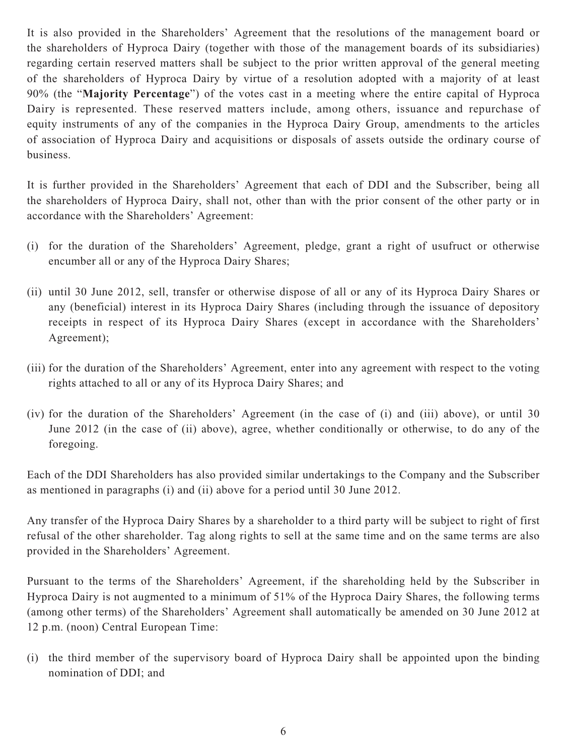It is also provided in the Shareholders' Agreement that the resolutions of the management board or the shareholders of Hyproca Dairy (together with those of the management boards of its subsidiaries) regarding certain reserved matters shall be subject to the prior written approval of the general meeting of the shareholders of Hyproca Dairy by virtue of a resolution adopted with a majority of at least 90% (the "**Majority Percentage**") of the votes cast in a meeting where the entire capital of Hyproca Dairy is represented. These reserved matters include, among others, issuance and repurchase of equity instruments of any of the companies in the Hyproca Dairy Group, amendments to the articles of association of Hyproca Dairy and acquisitions or disposals of assets outside the ordinary course of business.

It is further provided in the Shareholders' Agreement that each of DDI and the Subscriber, being all the shareholders of Hyproca Dairy, shall not, other than with the prior consent of the other party or in accordance with the Shareholders' Agreement:

(i) for the duration of the Shareholders' Agreement, pledge, grant a right of usufruct or otherwise encumber all or any of the Hyproca Dairy Shares;

(ii) until 30 June 2012, sell, transfer or otherwise dispose of all or any of its Hyproca Dairy Shares or any (beneficial) interest in its Hyproca Dairy Shares (including through the issuance of depository receipts in respect of its Hyproca Dairy Shares (except in accordance with the Shareholders' Agreement);

(iii) for the duration of the Shareholders' Agreement, enter into any agreement with respect to the voting rights attached to all or any of its Hyproca Dairy Shares; and

(iv) for the duration of the Shareholders' Agreement (in the case of (i) and (iii) above), or until 30 June 2012 (in the case of (ii) above), agree, whether conditionally or otherwise, to do any of the foregoing.

Each of the DDI Shareholders has also provided similar undertakings to the Company and the Subscriber as mentioned in paragraphs (i) and (ii) above for a period until 30 June 2012.

Any transfer of the Hyproca Dairy Shares by a shareholder to a third party will be subject to right of first refusal of the other shareholder. Tag along rights to sell at the same time and on the same terms are also provided in the Shareholders' Agreement.

Pursuant to the terms of the Shareholders' Agreement, if the shareholding held by the Subscriber in Hyproca Dairy is not augmented to a minimum of 51% of the Hyproca Dairy Shares, the following terms (among other terms) of the Shareholders' Agreement shall automatically be amended on 30 June 2012 at 12 p.m. (noon) Central European Time:

(i) the third member of the supervisory board of Hyproca Dairy shall be appointed upon the binding nomination of DDI; and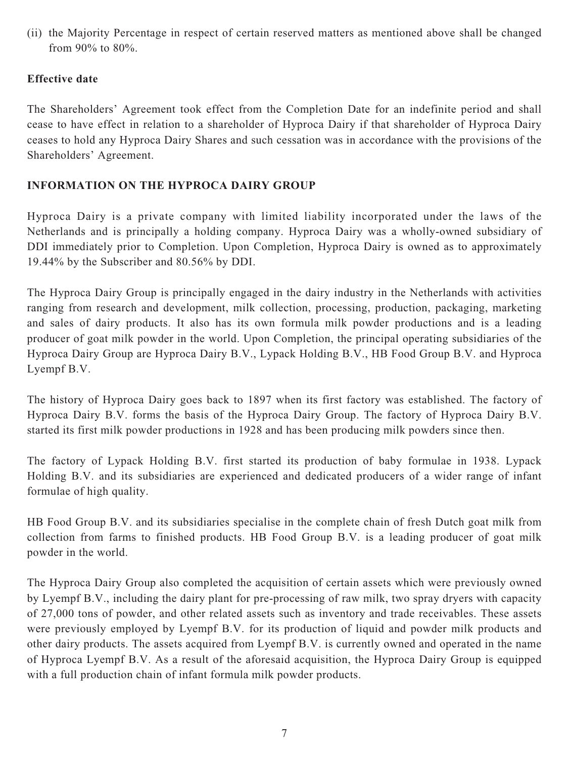(ii) the Majority Percentage in respect of certain reserved matters as mentioned above shall be changed from 90% to 80%.

**Effective date**

The Shareholders' Agreement took effect from the Completion Date for an indefinite period and shall cease to have effect in relation to a shareholder of Hyproca Dairy if that shareholder of Hyproca Dairy ceases to hold any Hyproca Dairy Shares and such cessation was in accordance with the provisions of the Shareholders' Agreement.

**INFORMATION ON THE HYPROCA DAIRY GROUP**

Hyproca Dairy is a private company with limited liability incorporated under the laws of the Netherlands and is principally a holding company. Hyproca Dairy was a wholly-owned subsidiary of DDI immediately prior to Completion. Upon Completion, Hyproca Dairy is owned as to approximately 19.44% by the Subscriber and 80.56% by DDI.

The Hyproca Dairy Group is principally engaged in the dairy industry in the Netherlands with activities ranging from research and development, milk collection, processing, production, packaging, marketing and sales of dairy products. It also has its own formula milk powder productions and is a leading producer of goat milk powder in the world. Upon Completion, the principal operating subsidiaries of the Hyproca Dairy Group are Hyproca Dairy B.V., Lypack Holding B.V., HB Food Group B.V. and Hyproca Lyempf B.V.

The history of Hyproca Dairy goes back to 1897 when its first factory was established. The factory of Hyproca Dairy B.V. forms the basis of the Hyproca Dairy Group. The factory of Hyproca Dairy B.V. started its first milk powder productions in 1928 and has been producing milk powders since then.

The factory of Lypack Holding B.V. first started its production of baby formulae in 1938. Lypack Holding B.V. and its subsidiaries are experienced and dedicated producers of a wider range of infant formulae of high quality.

HB Food Group B.V. and its subsidiaries specialise in the complete chain of fresh Dutch goat milk from collection from farms to finished products. HB Food Group B.V. is a leading producer of goat milk powder in the world.

The Hyproca Dairy Group also completed the acquisition of certain assets which were previously owned by Lyempf B.V., including the dairy plant for pre-processing of raw milk, two spray dryers with capacity of 27,000 tons of powder, and other related assets such as inventory and trade receivables. These assets were previously employed by Lyempf B.V. for its production of liquid and powder milk products and other dairy products. The assets acquired from Lyempf B.V. is currently owned and operated in the name of Hyproca Lyempf B.V. As a result of the aforesaid acquisition, the Hyproca Dairy Group is equipped with a full production chain of infant formula milk powder products.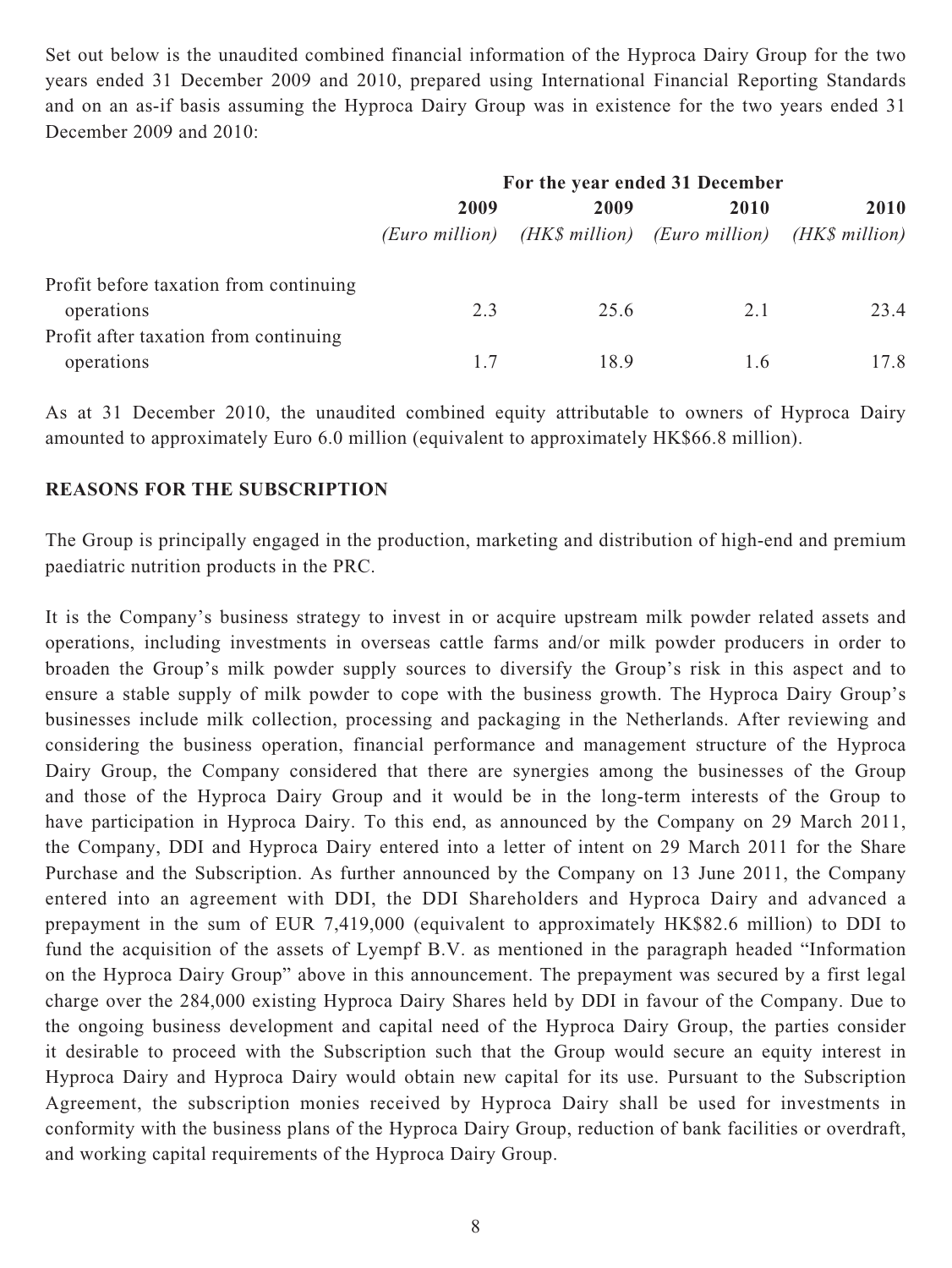Set out below is the unaudited combined financial information of the Hyproca Dairy Group for the two years ended 31 December 2009 and 2010, prepared using International Financial Reporting Standards and on an as-if basis assuming the Hyproca Dairy Group was in existence for the two years ended 31 December 2009 and 2010:

| | For the year ended 31 December | | | |
|---|---|---|---|---|
| | **2009** | **2009** | **2010** | **2010** |
| | *(Euro million)* | *(HK$ million)* | *(Euro million)* | *(HK$ million)* |
| Profit before taxation from continuing operations | 2.3 | 25.6 | 2.1 | 23.4 |
| Profit after taxation from continuing operations | 1.7 | 18.9 | 1.6 | 17.8 |

As at 31 December 2010, the unaudited combined equity attributable to owners of Hyproca Dairy amounted to approximately Euro 6.0 million (equivalent to approximately HK$66.8 million).

**REASONS FOR THE SUBSCRIPTION**

The Group is principally engaged in the production, marketing and distribution of high-end and premium paediatric nutrition products in the PRC.

It is the Company's business strategy to invest in or acquire upstream milk powder related assets and operations, including investments in overseas cattle farms and/or milk powder producers in order to broaden the Group's milk powder supply sources to diversify the Group's risk in this aspect and to ensure a stable supply of milk powder to cope with the business growth. The Hyproca Dairy Group's businesses include milk collection, processing and packaging in the Netherlands. After reviewing and considering the business operation, financial performance and management structure of the Hyproca Dairy Group, the Company considered that there are synergies among the businesses of the Group and those of the Hyproca Dairy Group and it would be in the long-term interests of the Group to have participation in Hyproca Dairy. To this end, as announced by the Company on 29 March 2011, the Company, DDI and Hyproca Dairy entered into a letter of intent on 29 March 2011 for the Share Purchase and the Subscription. As further announced by the Company on 13 June 2011, the Company entered into an agreement with DDI, the DDI Shareholders and Hyproca Dairy and advanced a prepayment in the sum of EUR 7,419,000 (equivalent to approximately HK$82.6 million) to DDI to fund the acquisition of the assets of Lyempf B.V. as mentioned in the paragraph headed "Information on the Hyproca Dairy Group" above in this announcement. The prepayment was secured by a first legal charge over the 284,000 existing Hyproca Dairy Shares held by DDI in favour of the Company. Due to the ongoing business development and capital need of the Hyproca Dairy Group, the parties consider it desirable to proceed with the Subscription such that the Group would secure an equity interest in Hyproca Dairy and Hyproca Dairy would obtain new capital for its use. Pursuant to the Subscription Agreement, the subscription monies received by Hyproca Dairy shall be used for investments in conformity with the business plans of the Hyproca Dairy Group, reduction of bank facilities or overdraft, and working capital requirements of the Hyproca Dairy Group.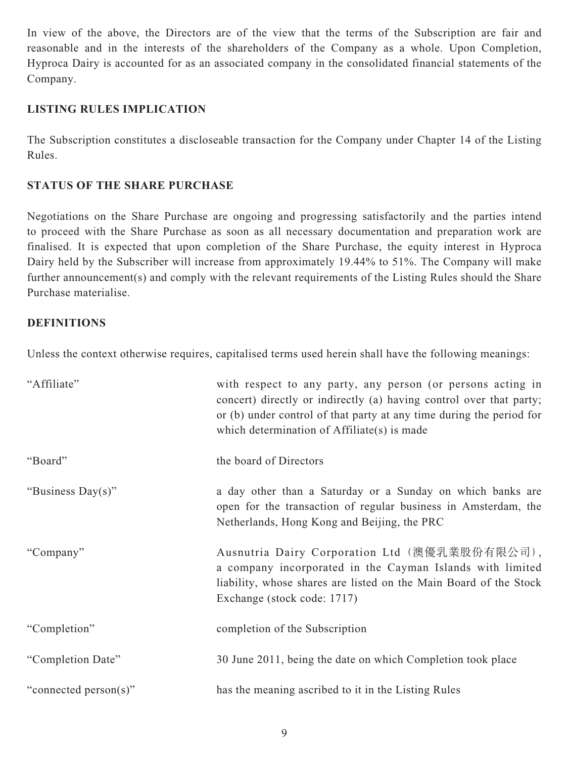In view of the above, the Directors are of the view that the terms of the Subscription are fair and reasonable and in the interests of the shareholders of the Company as a whole. Upon Completion, Hyproca Dairy is accounted for as an associated company in the consolidated financial statements of the Company.

## LISTING RULES IMPLICATION

The Subscription constitutes a discloseable transaction for the Company under Chapter 14 of the Listing Rules.

## STATUS OF THE SHARE PURCHASE

Negotiations on the Share Purchase are ongoing and progressing satisfactorily and the parties intend to proceed with the Share Purchase as soon as all necessary documentation and preparation work are finalised. It is expected that upon completion of the Share Purchase, the equity interest in Hyproca Dairy held by the Subscriber will increase from approximately 19.44% to 51%. The Company will make further announcement(s) and comply with the relevant requirements of the Listing Rules should the Share Purchase materialise.

## DEFINITIONS

Unless the context otherwise requires, capitalised terms used herein shall have the following meanings:

| Term | Meaning |
|---|---|
| "Affiliate" | with respect to any party, any person (or persons acting in concert) directly or indirectly (a) having control over that party; or (b) under control of that party at any time during the period for which determination of Affiliate(s) is made |
| "Board" | the board of Directors |
| "Business Day(s)" | a day other than a Saturday or a Sunday on which banks are open for the transaction of regular business in Amsterdam, the Netherlands, Hong Kong and Beijing, the PRC |
| "Company" | Ausnutria Dairy Corporation Ltd (澳優乳業股份有限公司), a company incorporated in the Cayman Islands with limited liability, whose shares are listed on the Main Board of the Stock Exchange (stock code: 1717) |
| "Completion" | completion of the Subscription |
| "Completion Date" | 30 June 2011, being the date on which Completion took place |
| "connected person(s)" | has the meaning ascribed to it in the Listing Rules |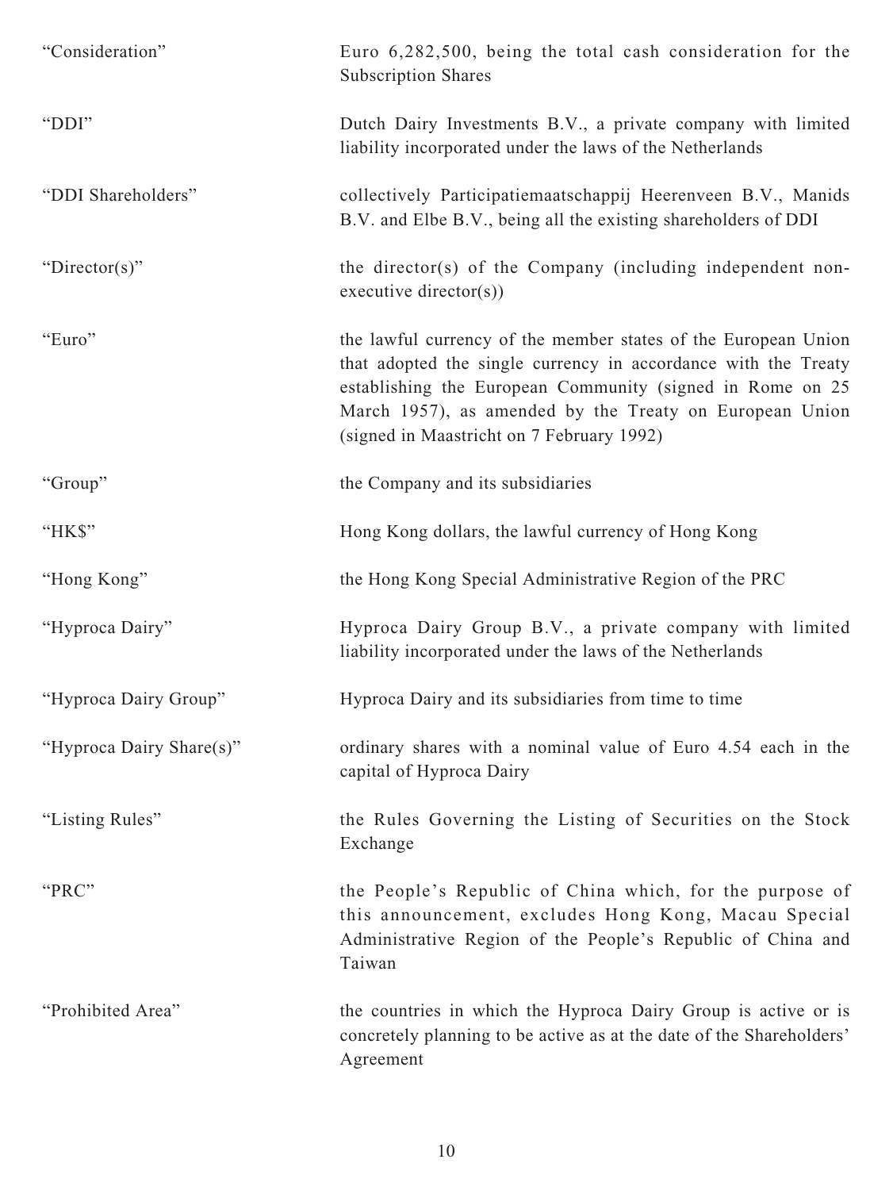| | |
|---|---|
| "Consideration" | Euro 6,282,500, being the total cash consideration for the Subscription Shares |
| "DDI" | Dutch Dairy Investments B.V., a private company with limited liability incorporated under the laws of the Netherlands |
| "DDI Shareholders" | collectively Participatiemaatschappij Heerenveen B.V., Manids B.V. and Elbe B.V., being all the existing shareholders of DDI |
| "Director(s)" | the director(s) of the Company (including independent non-executive director(s)) |
| "Euro" | the lawful currency of the member states of the European Union that adopted the single currency in accordance with the Treaty establishing the European Community (signed in Rome on 25 March 1957), as amended by the Treaty on European Union (signed in Maastricht on 7 February 1992) |
| "Group" | the Company and its subsidiaries |
| "HK$" | Hong Kong dollars, the lawful currency of Hong Kong |
| "Hong Kong" | the Hong Kong Special Administrative Region of the PRC |
| "Hyproca Dairy" | Hyproca Dairy Group B.V., a private company with limited liability incorporated under the laws of the Netherlands |
| "Hyproca Dairy Group" | Hyproca Dairy and its subsidiaries from time to time |
| "Hyproca Dairy Share(s)" | ordinary shares with a nominal value of Euro 4.54 each in the capital of Hyproca Dairy |
| "Listing Rules" | the Rules Governing the Listing of Securities on the Stock Exchange |
| "PRC" | the People's Republic of China which, for the purpose of this announcement, excludes Hong Kong, Macau Special Administrative Region of the People's Republic of China and Taiwan |
| "Prohibited Area" | the countries in which the Hyproca Dairy Group is active or is concretely planning to be active as at the date of the Shareholders' Agreement |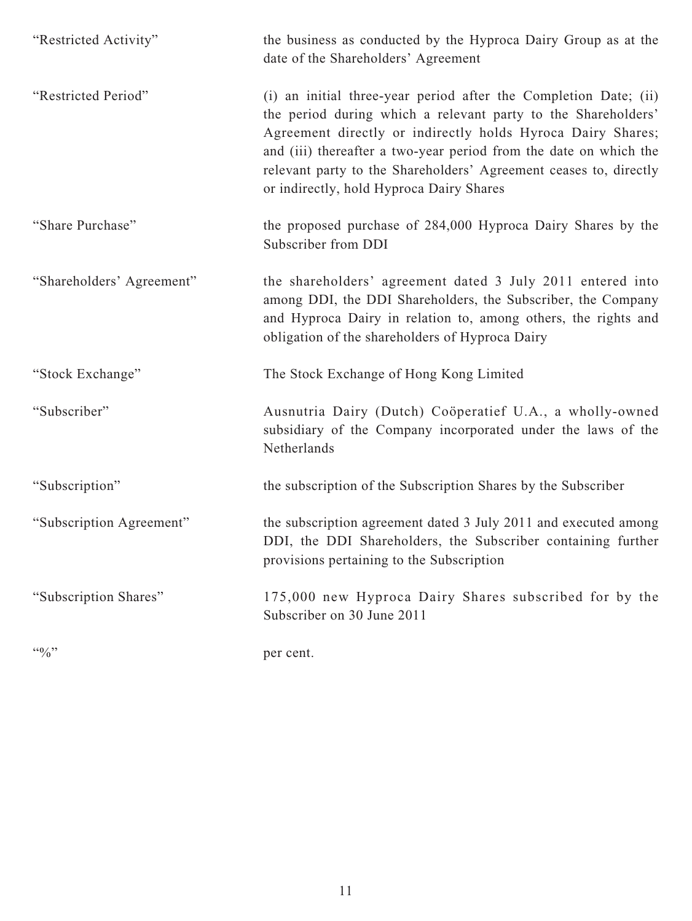| | |
|---|---|
| "Restricted Activity" | the business as conducted by the Hyproca Dairy Group as at the date of the Shareholders' Agreement |
| "Restricted Period" | (i) an initial three-year period after the Completion Date; (ii) the period during which a relevant party to the Shareholders' Agreement directly or indirectly holds Hyroca Dairy Shares; and (iii) thereafter a two-year period from the date on which the relevant party to the Shareholders' Agreement ceases to, directly or indirectly, hold Hyproca Dairy Shares |
| "Share Purchase" | the proposed purchase of 284,000 Hyproca Dairy Shares by the Subscriber from DDI |
| "Shareholders' Agreement" | the shareholders' agreement dated 3 July 2011 entered into among DDI, the DDI Shareholders, the Subscriber, the Company and Hyproca Dairy in relation to, among others, the rights and obligation of the shareholders of Hyproca Dairy |
| "Stock Exchange" | The Stock Exchange of Hong Kong Limited |
| "Subscriber" | Ausnutria Dairy (Dutch) Coöperatief U.A., a wholly-owned subsidiary of the Company incorporated under the laws of the Netherlands |
| "Subscription" | the subscription of the Subscription Shares by the Subscriber |
| "Subscription Agreement" | the subscription agreement dated 3 July 2011 and executed among DDI, the DDI Shareholders, the Subscriber containing further provisions pertaining to the Subscription |
| "Subscription Shares" | 175,000 new Hyproca Dairy Shares subscribed for by the Subscriber on 30 June 2011 |
| "%" | per cent. |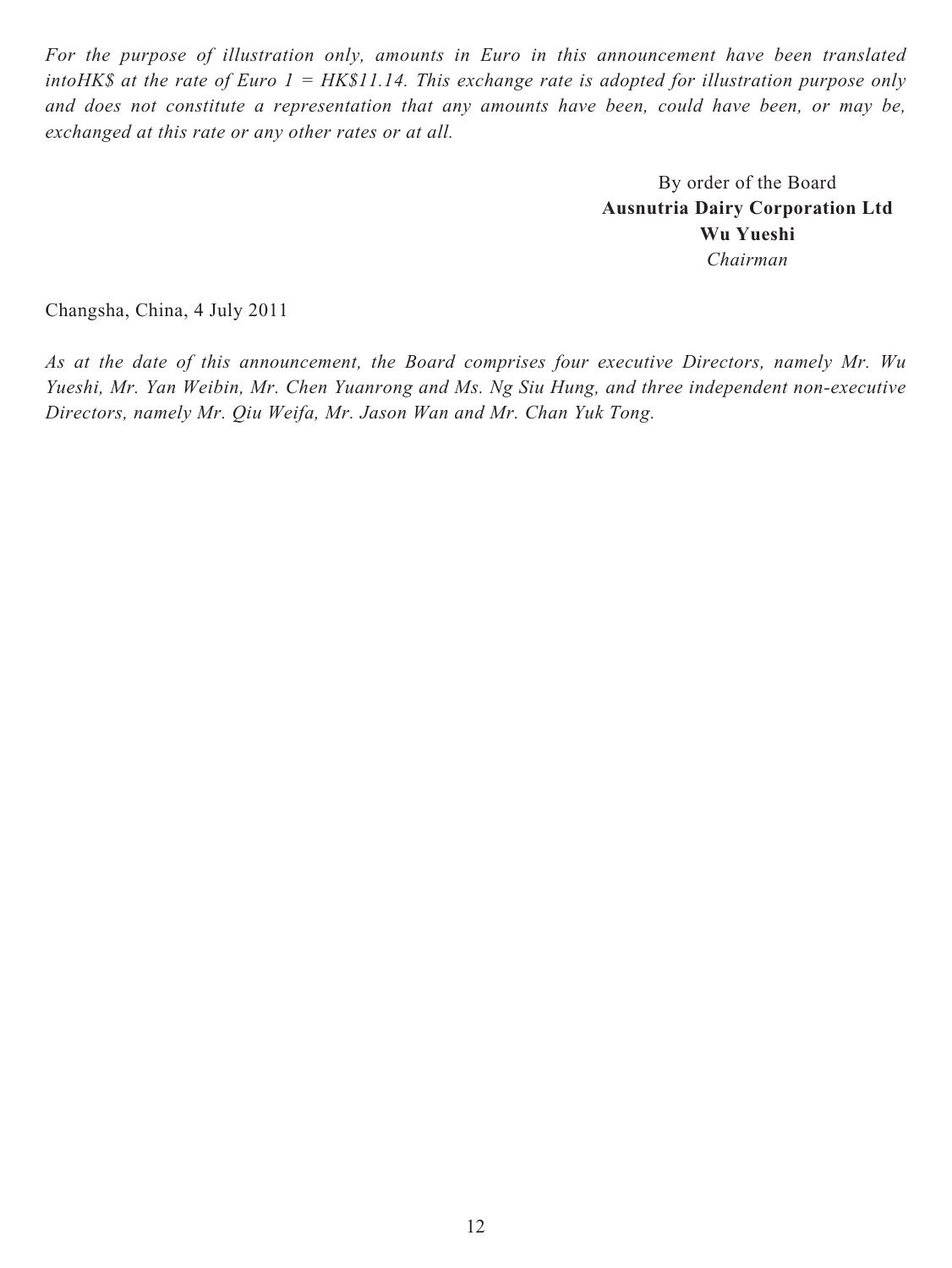*For the purpose of illustration only, amounts in Euro in this announcement have been translated intoHK$ at the rate of Euro 1 = HK$11.14. This exchange rate is adopted for illustration purpose only and does not constitute a representation that any amounts have been, could have been, or may be, exchanged at this rate or any other rates or at all.*

By order of the Board
**Ausnutria Dairy Corporation Ltd**
**Wu Yueshi**
*Chairman*

Changsha, China, 4 July 2011

*As at the date of this announcement, the Board comprises four executive Directors, namely Mr. Wu Yueshi, Mr. Yan Weibin, Mr. Chen Yuanrong and Ms. Ng Siu Hung, and three independent non-executive Directors, namely Mr. Qiu Weifa, Mr. Jason Wan and Mr. Chan Yuk Tong.*